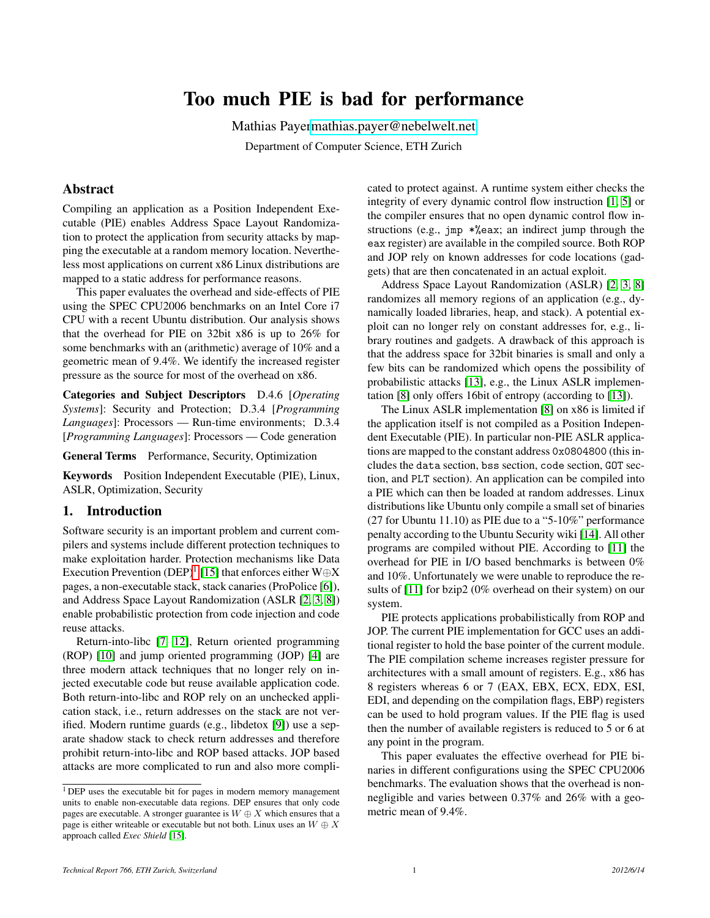# Too much PIE is bad for performance

Mathias Payer mathias.payer@nebelwelt.net

Department of Computer Science, ETH Zurich

## Abstract

Compiling an application as a Position Independent Executable (PIE) enables Address Space Layout Randomization to protect the application from security attacks by mapping the executable at a random memory location. Nevertheless most applications on current x86 Linux distributions are mapped to a static address for performance reasons.

This paper evaluates the overhead and side-effects of PIE using the SPEC CPU2006 benchmarks on an Intel Core i7 CPU with a recent Ubuntu distribution. Our analysis shows that the overhead for PIE on 32bit x86 is up to 26% for some benchmarks with an (arithmetic) average of 10% and a geometric mean of 9.4%. We identify the increased register pressure as the source for most of the overhead on x86.

**Categories and Subject Descriptors** D.4.6 [*Operating Systems*]: Security and Protection; D.3.4 [*Programming Languages*]: Processors — Run-time environments; D.3.4 [*Programming Languages*]: Processors — Code generation

**General Terms** Performance, Security, Optimization

**Keywords** Position Independent Executable (PIE), Linux, ASLR, Optimization, Security

## 1. Introduction

Software security is an important problem and current compilers and systems include different protection techniques to make exploitation harder. Protection mechanisms like Data Execution Prevention (DEP)[1] [15] that enforces either W⊕X pages, a non-executable stack, stack canaries (ProPolice [6]), and Address Space Layout Randomization (ASLR [2, 3, 8]) enable probabilistic protection from code injection and code reuse attacks.

Return-into-libc [7, 12], Return oriented programming (ROP) [10] and jump oriented programming (JOP) [4] are three modern attack techniques that no longer rely on injected executable code but reuse available application code. Both return-into-libc and ROP rely on an unchecked application stack, i.e., return addresses on the stack are not verified. Modern runtime guards (e.g., libdetox [9]) use a separate shadow stack to check return addresses and therefore prohibit return-into-libc and ROP based attacks. JOP based attacks are more complicated to run and also more complicated to protect against. A runtime system either checks the integrity of every dynamic control flow instruction [1, 5] or the compiler ensures that no open dynamic control flow instructions (e.g., `jmp *%eax`; an indirect jump through the `eax` register) are available in the compiled source. Both ROP and JOP rely on known addresses for code locations (gadgets) that are then concatenated in an actual exploit.

Address Space Layout Randomization (ASLR) [2, 3, 8] randomizes all memory regions of an application (e.g., dynamically loaded libraries, heap, and stack). A potential exploit can no longer rely on constant addresses for, e.g., library routines and gadgets. A drawback of this approach is that the address space for 32bit binaries is small and only a few bits can be randomized which opens the possibility of probabilistic attacks [13], e.g., the Linux ASLR implementation [8] only offers 16bit of entropy (according to [13]).

The Linux ASLR implementation [8] on x86 is limited if the application itself is not compiled as a Position Independent Executable (PIE). In particular non-PIE ASLR applications are mapped to the constant address `0x0804800` (this includes the `data` section, `bss` section, `code` section, `GOT` section, and `PLT` section). An application can be compiled into a PIE which can then be loaded at random addresses. Linux distributions like Ubuntu only compile a small set of binaries (27 for Ubuntu 11.10) as PIE due to a "5-10%" performance penalty according to the Ubuntu Security wiki [14]. All other programs are compiled without PIE. According to [11] the overhead for PIE in I/O based benchmarks is between 0% and 10%. Unfortunately we were unable to reproduce the results of [11] for bzip2 (0% overhead on their system) on our system.

PIE protects applications probabilistically from ROP and JOP. The current PIE implementation for GCC uses an additional register to hold the base pointer of the current module. The PIE compilation scheme increases register pressure for architectures with a small amount of registers. E.g., x86 has 8 registers whereas 6 or 7 (EAX, EBX, ECX, EDX, ESI, EDI, and depending on the compilation flags, EBP) registers can be used to hold program values. If the PIE flag is used then the number of available registers is reduced to 5 or 6 at any point in the program.

This paper evaluates the effective overhead for PIE binaries in different configurations using the SPEC CPU2006 benchmarks. The evaluation shows that the overhead is non-negligible and varies between 0.37% and 26% with a geometric mean of 9.4%.

[1] DEP uses the executable bit for pages in modern memory management units to enable non-executable data regions. DEP ensures that only code pages are executable. A stronger guarantee is $W \oplus X$ which ensures that a page is either writeable or executable but not both. Linux uses an $W \oplus X$ approach called *Exec Shield* [15].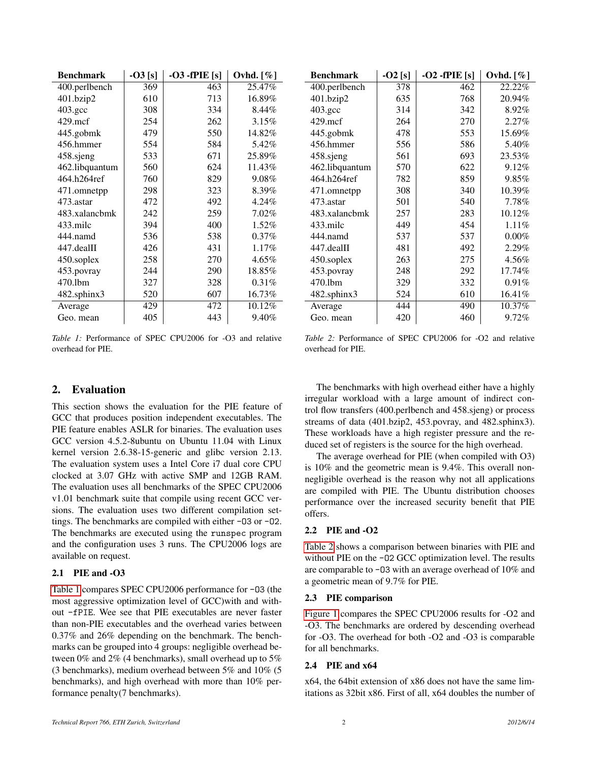| Benchmark | -O3 [s] | -O3 -fPIE [s] | Ovhd. [%] |
|---|---|---|---|
| 400.perlbench | 369 | 463 | 25.47% |
| 401.bzip2 | 610 | 713 | 16.89% |
| 403.gcc | 308 | 334 | 8.44% |
| 429.mcf | 254 | 262 | 3.15% |
| 445.gobmk | 479 | 550 | 14.82% |
| 456.hmmer | 554 | 584 | 5.42% |
| 458.sjeng | 533 | 671 | 25.89% |
| 462.libquantum | 560 | 624 | 11.43% |
| 464.h264ref | 760 | 829 | 9.08% |
| 471.omnetpp | 298 | 323 | 8.39% |
| 473.astar | 472 | 492 | 4.24% |
| 483.xalancbmk | 242 | 259 | 7.02% |
| 433.milc | 394 | 400 | 1.52% |
| 444.namd | 536 | 538 | 0.37% |
| 447.dealII | 426 | 431 | 1.17% |
| 450.soplex | 258 | 270 | 4.65% |
| 453.povray | 244 | 290 | 18.85% |
| 470.lbm | 327 | 328 | 0.31% |
| 482.sphinx3 | 520 | 607 | 16.73% |
| Average | 429 | 472 | 10.12% |
| Geo. mean | 405 | 443 | 9.40% |

*Table 1:* Performance of SPEC CPU2006 for -O3 and relative overhead for PIE.

| Benchmark | -O2 [s] | -O2 -fPIE [s] | Ovhd. [%] |
|---|---|---|---|
| 400.perlbench | 378 | 462 | 22.22% |
| 401.bzip2 | 635 | 768 | 20.94% |
| 403.gcc | 314 | 342 | 8.92% |
| 429.mcf | 264 | 270 | 2.27% |
| 445.gobmk | 478 | 553 | 15.69% |
| 456.hmmer | 556 | 586 | 5.40% |
| 458.sjeng | 561 | 693 | 23.53% |
| 462.libquantum | 570 | 622 | 9.12% |
| 464.h264ref | 782 | 859 | 9.85% |
| 471.omnetpp | 308 | 340 | 10.39% |
| 473.astar | 501 | 540 | 7.78% |
| 483.xalancbmk | 257 | 283 | 10.12% |
| 433.milc | 449 | 454 | 1.11% |
| 444.namd | 537 | 537 | 0.00% |
| 447.dealII | 481 | 492 | 2.29% |
| 450.soplex | 263 | 275 | 4.56% |
| 453.povray | 248 | 292 | 17.74% |
| 470.lbm | 329 | 332 | 0.91% |
| 482.sphinx3 | 524 | 610 | 16.41% |
| Average | 444 | 490 | 10.37% |
| Geo. mean | 420 | 460 | 9.72% |

*Table 2:* Performance of SPEC CPU2006 for -O2 and relative overhead for PIE.

## 2. Evaluation

This section shows the evaluation for the PIE feature of GCC that produces position independent executables. The PIE feature enables ASLR for binaries. The evaluation uses GCC version 4.5.2-8ubuntu on Ubuntu 11.04 with Linux kernel version 2.6.38-15-generic and glibc version 2.13. The evaluation system uses a Intel Core i7 dual core CPU clocked at 3.07 GHz with active SMP and 12GB RAM. The evaluation uses all benchmarks of the SPEC CPU2006 v1.01 benchmark suite that compile using recent GCC versions. The evaluation uses two different compilation settings. The benchmarks are compiled with either `-O3` or `-O2`. The benchmarks are executed using the `runspec` program and the configuration uses 3 runs. The CPU2006 logs are available on request.

### 2.1 PIE and -O3

Table 1 compares SPEC CPU2006 performance for `-O3` (the most aggressive optimization level of GCC)with and without `-fPIE`. Wee see that PIE executables are never faster than non-PIE executables and the overhead varies between 0.37% and 26% depending on the benchmark. The benchmarks can be grouped into 4 groups: negligible overhead between 0% and 2% (4 benchmarks), small overhead up to 5% (3 benchmarks), medium overhead between 5% and 10% (5 benchmarks), and high overhead with more than 10% performance penalty(7 benchmarks).

The benchmarks with high overhead either have a highly irregular workload with a large amount of indirect control flow transfers (400.perlbench and 458.sjeng) or process streams of data (401.bzip2, 453.povray, and 482.sphinx3). These workloads have a high register pressure and the reduced set of registers is the source for the high overhead.

The average overhead for PIE (when compiled with O3) is 10% and the geometric mean is 9.4%. This overall non-negligible overhead is the reason why not all applications are compiled with PIE. The Ubuntu distribution chooses performance over the increased security benefit that PIE offers.

### 2.2 PIE and -O2

Table 2 shows a comparison between binaries with PIE and without PIE on the `-O2` GCC optimization level. The results are comparable to `-O3` with an average overhead of 10% and a geometric mean of 9.7% for PIE.

### 2.3 PIE comparison

Figure 1 compares the SPEC CPU2006 results for -O2 and -O3. The benchmarks are ordered by descending overhead for -O3. The overhead for both -O2 and -O3 is comparable for all benchmarks.

### 2.4 PIE and x64

x64, the 64bit extension of x86 does not have the same limitations as 32bit x86. First of all, x64 doubles the number of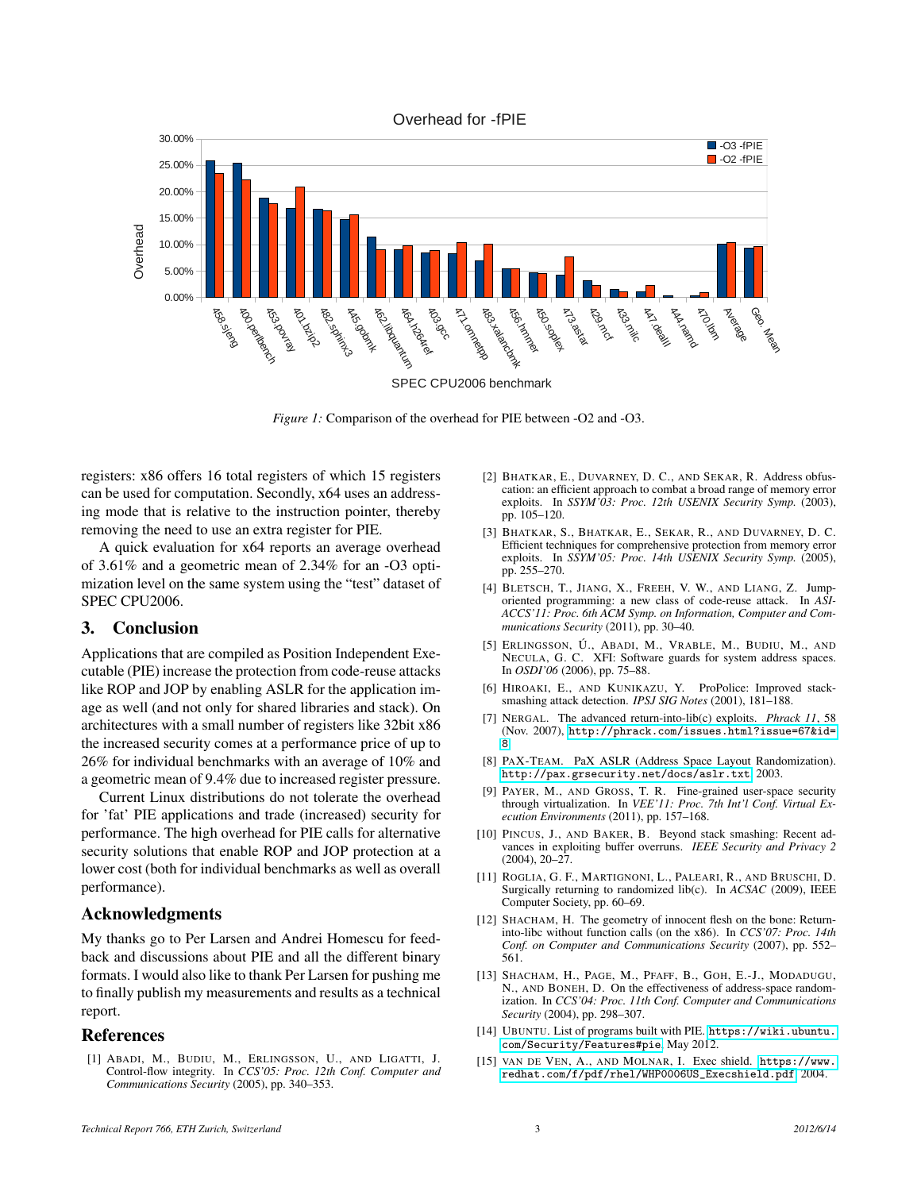Overhead for -fPIE

30.00%
25.00%
20.00%
15.00%
10.00%
5.00%
0.00%

Overhead

-O3 -fPIE
-O2 -fPIE

458.sjeng
400.perlbench
453.povray
401.bzip2
482.sphinx3
445.gobmk
462.libquantum
464.h264ref
403.gcc
471.omnetpp
483.xalancbmk
456.hmmer
450.soplex
473.astar
429.mcf
433.milc
447.dealII
444.namd
470.lbm
Average
Geo. Mean

SPEC CPU2006 benchmark

*Figure 1:* Comparison of the overhead for PIE between -O2 and -O3.

registers: x86 offers 16 total registers of which 15 registers can be used for computation. Secondly, x64 uses an addressing mode that is relative to the instruction pointer, thereby removing the need to use an extra register for PIE.

A quick evaluation for x64 reports an average overhead of 3.61% and a geometric mean of 2.34% for an -O3 optimization level on the same system using the "test" dataset of SPEC CPU2006.

## 3. Conclusion

Applications that are compiled as Position Independent Executable (PIE) increase the protection from code-reuse attacks like ROP and JOP by enabling ASLR for the application image as well (and not only for shared libraries and stack). On architectures with a small number of registers like 32bit x86 the increased security comes at a performance price of up to 26% for individual benchmarks with an average of 10% and a geometric mean of 9.4% due to increased register pressure.

Current Linux distributions do not tolerate the overhead for 'fat' PIE applications and trade (increased) security for performance. The high overhead for PIE calls for alternative security solutions that enable ROP and JOP protection at a lower cost (both for individual benchmarks as well as overall performance).

## Acknowledgments

My thanks go to Per Larsen and Andrei Homescu for feedback and discussions about PIE and all the different binary formats. I would also like to thank Per Larsen for pushing me to finally publish my measurements and results as a technical report.

## References

[1] Abadi, M., Budiu, M., Erlingsson, U., and Ligatti, J. Control-flow integrity. In *CCS'05: Proc. 12th Conf. Computer and Communications Security* (2005), pp. 340–353.

[2] Bhatkar, E., Duvarney, D. C., and Sekar, R. Address obfuscation: an efficient approach to combat a broad range of memory error exploits. In *SSYM'03: Proc. 12th USENIX Security Symp.* (2003), pp. 105–120.

[3] Bhatkar, S., Bhatkar, E., Sekar, R., and Duvarney, D. C. Efficient techniques for comprehensive protection from memory error exploits. In *SSYM'05: Proc. 14th USENIX Security Symp.* (2005), pp. 255–270.

[4] Bletsch, T., Jiang, X., Freeh, V. W., and Liang, Z. Jump-oriented programming: a new class of code-reuse attack. In *ASIACCS'11: Proc. 6th ACM Symp. on Information, Computer and Communications Security* (2011), pp. 30–40.

[5] Erlingsson, Ú., Abadi, M., Vrable, M., Budiu, M., and Necula, G. C. XFI: Software guards for system address spaces. In *OSDI'06* (2006), pp. 75–88.

[6] Hiroaki, E., and Kunikazu, Y. ProPolice: Improved stack-smashing attack detection. *IPSJ SIG Notes* (2001), 181–188.

[7] Nergal. The advanced return-into-lib(c) exploits. *Phrack 11*, 58 (Nov. 2007), http://phrack.com/issues.html?issue=67&id=8.

[8] PaX-Team. PaX ASLR (Address Space Layout Randomization). http://pax.grsecurity.net/docs/aslr.txt, 2003.

[9] Payer, M., and Gross, T. R. Fine-grained user-space security through virtualization. In *VEE'11: Proc. 7th Int'l Conf. Virtual Execution Environments* (2011), pp. 157–168.

[10] Pincus, J., and Baker, B. Beyond stack smashing: Recent advances in exploiting buffer overruns. *IEEE Security and Privacy 2* (2004), 20–27.

[11] Roglia, G. F., Martignoni, L., Paleari, R., and Bruschi, D. Surgically returning to randomized lib(c). In *ACSAC* (2009), IEEE Computer Society, pp. 60–69.

[12] Shacham, H. The geometry of innocent flesh on the bone: Return-into-libc without function calls (on the x86). In *CCS'07: Proc. 14th Conf. on Computer and Communications Security* (2007), pp. 552–561.

[13] Shacham, H., Page, M., Pfaff, B., Goh, E.-J., Modadugu, N., and Boneh, D. On the effectiveness of address-space randomization. In *CCS'04: Proc. 11th Conf. Computer and Communications Security* (2004), pp. 298–307.

[14] Ubuntu. List of programs built with PIE. https://wiki.ubuntu.com/Security/Features#pie, May 2012.

[15] van de Ven, A., and Molnar, I. Exec shield. https://www.redhat.com/f/pdf/rhel/WHP0006US_Execshield.pdf, 2004.